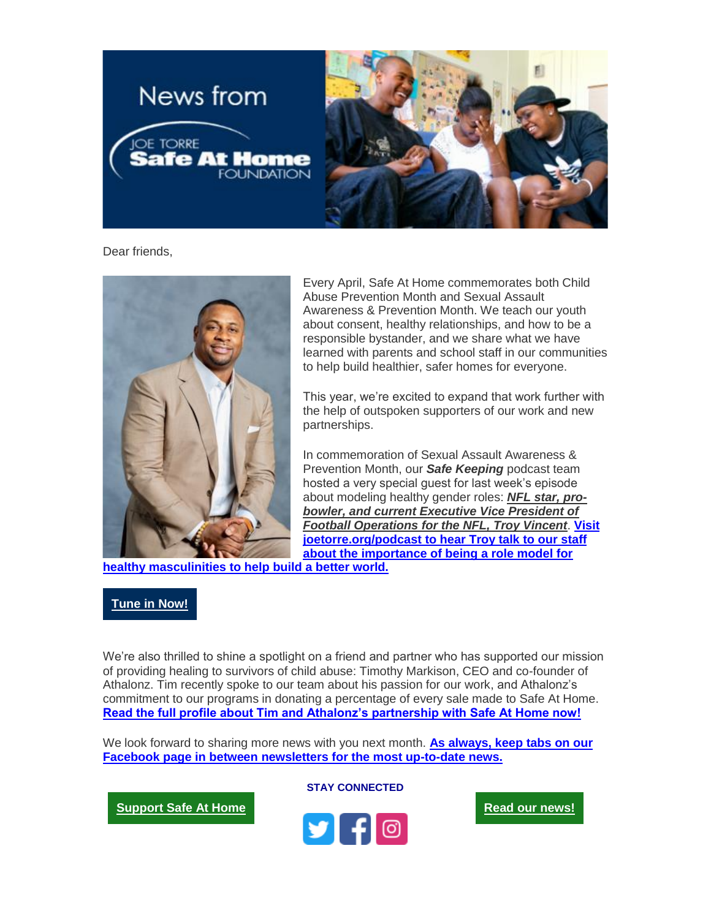News from JOE TORRE Safe At Home FOUNDATION

Dear friends,

Every April, Safe At Home commemorates both Child Abuse Prevention Month and Sexual Assault Awareness & Prevention Month. We teach our youth about consent, healthy relationships, and how to be a responsible bystander, and we share what we have learned with parents and school staff in our communities to help build healthier, safer homes for everyone.

This year, we're excited to expand that work further with the help of outspoken supporters of our work and new partnerships.

In commemoration of Sexual Assault Awareness & Prevention Month, our ***Safe Keeping*** podcast team hosted a very special guest for last week's episode about modeling healthy gender roles: ***NFL star, pro-bowler, and current Executive Vice President of Football Operations for the NFL, Troy Vincent***. **Visit joetorre.org/podcast to hear Troy talk to our staff about the importance of being a role model for healthy masculinities to help build a better world.**

**Tune in Now!**

We're also thrilled to shine a spotlight on a friend and partner who has supported our mission of providing healing to survivors of child abuse: Timothy Markison, CEO and co-founder of Athalonz. Tim recently spoke to our team about his passion for our work, and Athalonz's commitment to our programs in donating a percentage of every sale made to Safe At Home. **Read the full profile about Tim and Athalonz's partnership with Safe At Home now!**

We look forward to sharing more news with you next month. **As always, keep tabs on our Facebook page in between newsletters for the most up-to-date news.**

**Support Safe At Home**

**STAY CONNECTED**

**Read our news!**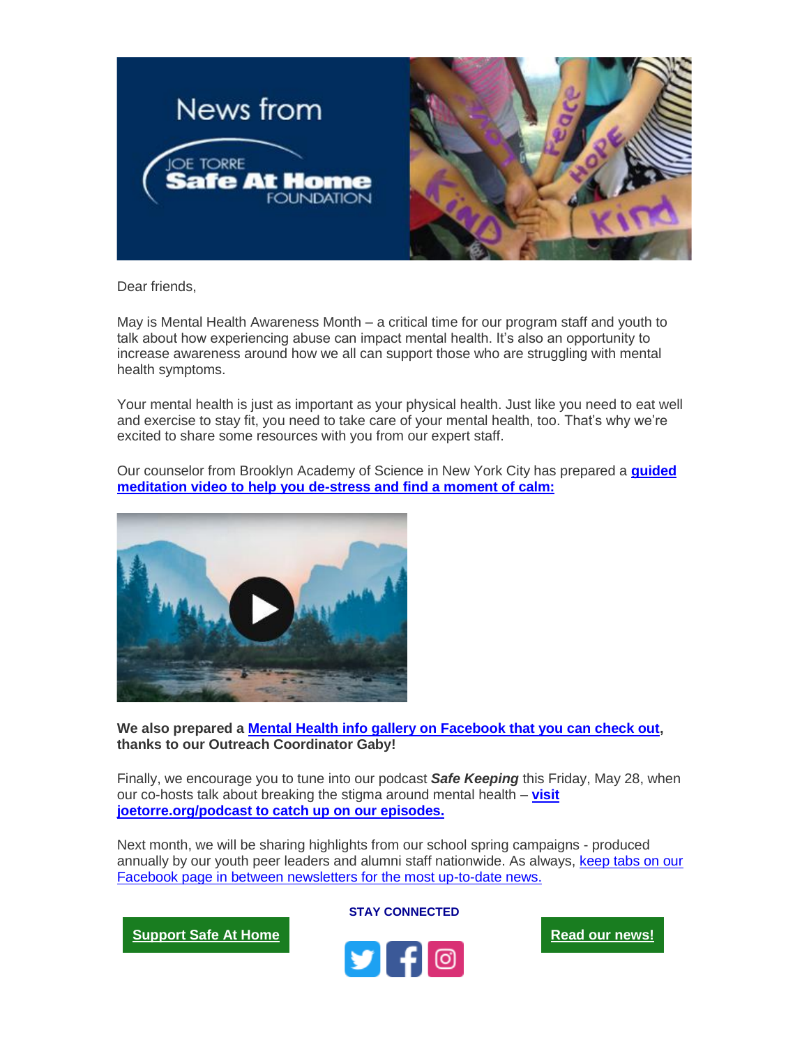News from JOE TORRE **Safe At Home** FOUNDATION

Dear friends,

May is Mental Health Awareness Month – a critical time for our program staff and youth to talk about how experiencing abuse can impact mental health. It's also an opportunity to increase awareness around how we all can support those who are struggling with mental health symptoms.

Your mental health is just as important as your physical health. Just like you need to eat well and exercise to stay fit, you need to take care of your mental health, too. That's why we're excited to share some resources with you from our expert staff.

Our counselor from Brooklyn Academy of Science in New York City has prepared a **guided meditation video to help you de-stress and find a moment of calm:**

**We also prepared a Mental Health info gallery on Facebook that you can check out, thanks to our Outreach Coordinator Gaby!**

Finally, we encourage you to tune into our podcast ***Safe Keeping*** this Friday, May 28, when our co-hosts talk about breaking the stigma around mental health – **visit joetorre.org/podcast to catch up on our episodes.**

Next month, we will be sharing highlights from our school spring campaigns - produced annually by our youth peer leaders and alumni staff nationwide. As always, keep tabs on our Facebook page in between newsletters for the most up-to-date news.

**Support Safe At Home**

**STAY CONNECTED**

**Read our news!**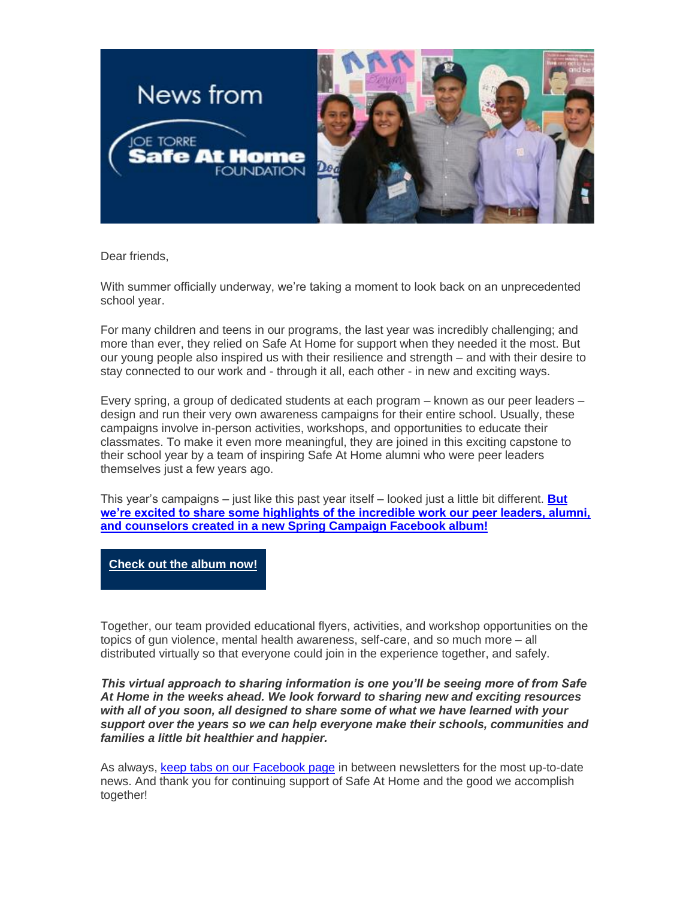News from

JOE TORRE
**Safe At Home**
FOUNDATION

Dear friends,

With summer officially underway, we're taking a moment to look back on an unprecedented school year.

For many children and teens in our programs, the last year was incredibly challenging; and more than ever, they relied on Safe At Home for support when they needed it the most. But our young people also inspired us with their resilience and strength – and with their desire to stay connected to our work and - through it all, each other - in new and exciting ways.

Every spring, a group of dedicated students at each program – known as our peer leaders – design and run their very own awareness campaigns for their entire school. Usually, these campaigns involve in-person activities, workshops, and opportunities to educate their classmates. To make it even more meaningful, they are joined in this exciting capstone to their school year by a team of inspiring Safe At Home alumni who were peer leaders themselves just a few years ago.

This year's campaigns – just like this past year itself – looked just a little bit different. **But we're excited to share some highlights of the incredible work our peer leaders, alumni, and counselors created in a new Spring Campaign Facebook album!**

**Check out the album now!**

Together, our team provided educational flyers, activities, and workshop opportunities on the topics of gun violence, mental health awareness, self-care, and so much more – all distributed virtually so that everyone could join in the experience together, and safely.

***This virtual approach to sharing information is one you'll be seeing more of from Safe At Home in the weeks ahead. We look forward to sharing new and exciting resources with all of you soon, all designed to share some of what we have learned with your support over the years so we can help everyone make their schools, communities and families a little bit healthier and happier.***

As always, keep tabs on our Facebook page in between newsletters for the most up-to-date news. And thank you for continuing support of Safe At Home and the good we accomplish together!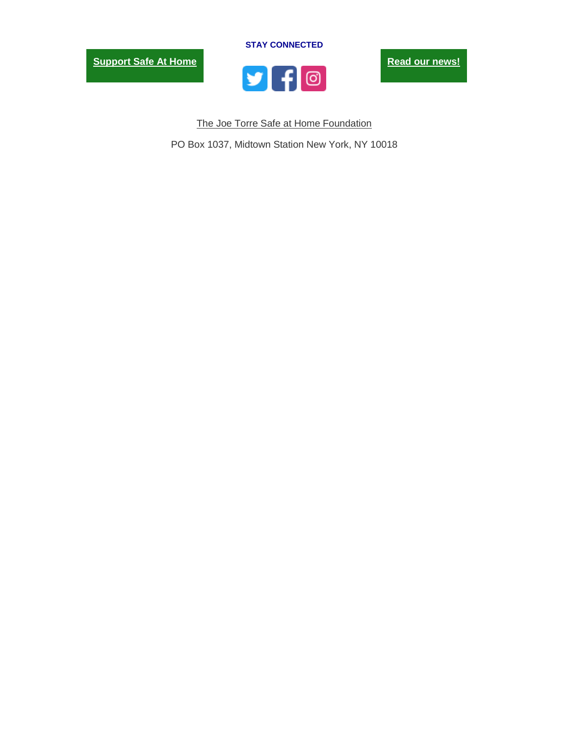**Support Safe At Home**

**STAY CONNECTED**

**Read our news!**

The Joe Torre Safe at Home Foundation

PO Box 1037, Midtown Station New York, NY 10018